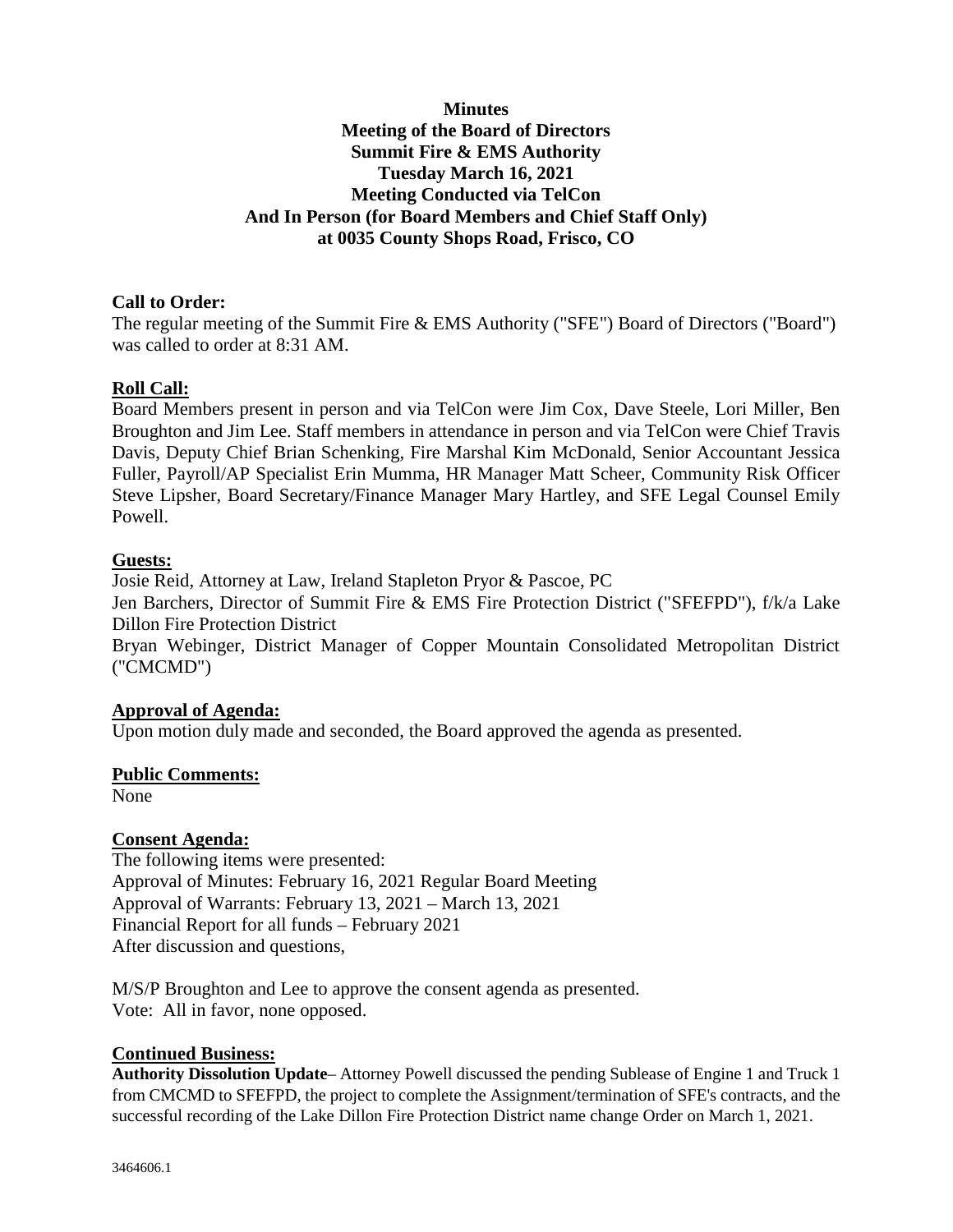# Minutes
## Meeting of the Board of Directors
## Summit Fire & EMS Authority
## Tuesday March 16, 2021
## Meeting Conducted via TelCon
## And In Person (for Board Members and Chief Staff Only)
## at 0035 County Shops Road, Frisco, CO

**Call to Order:**

The regular meeting of the Summit Fire & EMS Authority ("SFE") Board of Directors ("Board") was called to order at 8:31 AM.

**Roll Call:**

Board Members present in person and via TelCon were Jim Cox, Dave Steele, Lori Miller, Ben Broughton and Jim Lee. Staff members in attendance in person and via TelCon were Chief Travis Davis, Deputy Chief Brian Schenking, Fire Marshal Kim McDonald, Senior Accountant Jessica Fuller, Payroll/AP Specialist Erin Mumma, HR Manager Matt Scheer, Community Risk Officer Steve Lipsher, Board Secretary/Finance Manager Mary Hartley, and SFE Legal Counsel Emily Powell.

**Guests:**

Josie Reid, Attorney at Law, Ireland Stapleton Pryor & Pascoe, PC

Jen Barchers, Director of Summit Fire & EMS Fire Protection District ("SFEFPD"), f/k/a Lake Dillon Fire Protection District

Bryan Webinger, District Manager of Copper Mountain Consolidated Metropolitan District ("CMCMD")

**Approval of Agenda:**

Upon motion duly made and seconded, the Board approved the agenda as presented.

**Public Comments:**

None

**Consent Agenda:**

The following items were presented:

Approval of Minutes: February 16, 2021 Regular Board Meeting

Approval of Warrants: February 13, 2021 – March 13, 2021

Financial Report for all funds – February 2021

After discussion and questions,

M/S/P Broughton and Lee to approve the consent agenda as presented.

Vote: All in favor, none opposed.

**Continued Business:**

**Authority Dissolution Update**– Attorney Powell discussed the pending Sublease of Engine 1 and Truck 1 from CMCMD to SFEFPD, the project to complete the Assignment/termination of SFE's contracts, and the successful recording of the Lake Dillon Fire Protection District name change Order on March 1, 2021.

3464606.1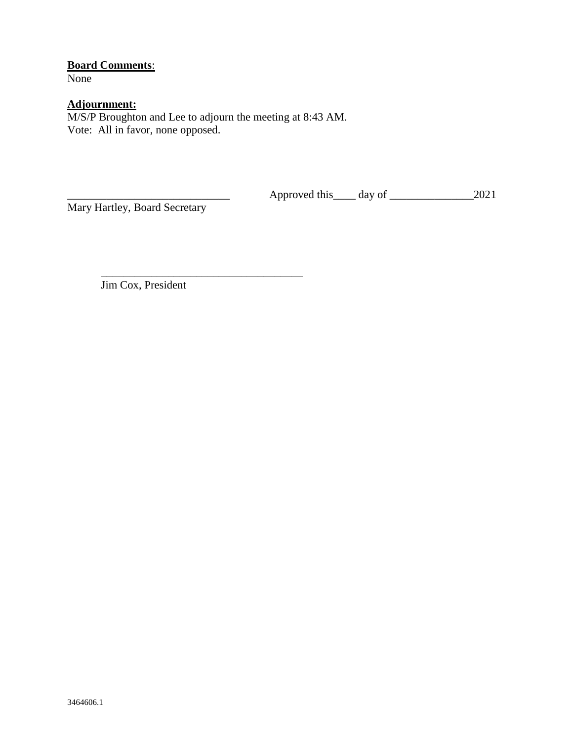**Board Comments**:
None

**Adjournment:**
M/S/P Broughton and Lee to adjourn the meeting at 8:43 AM.
Vote: All in favor, none opposed.

_____________________________ Approved this____ day of _______________2021
Mary Hartley, Board Secretary

____________________________________
Jim Cox, President

3464606.1